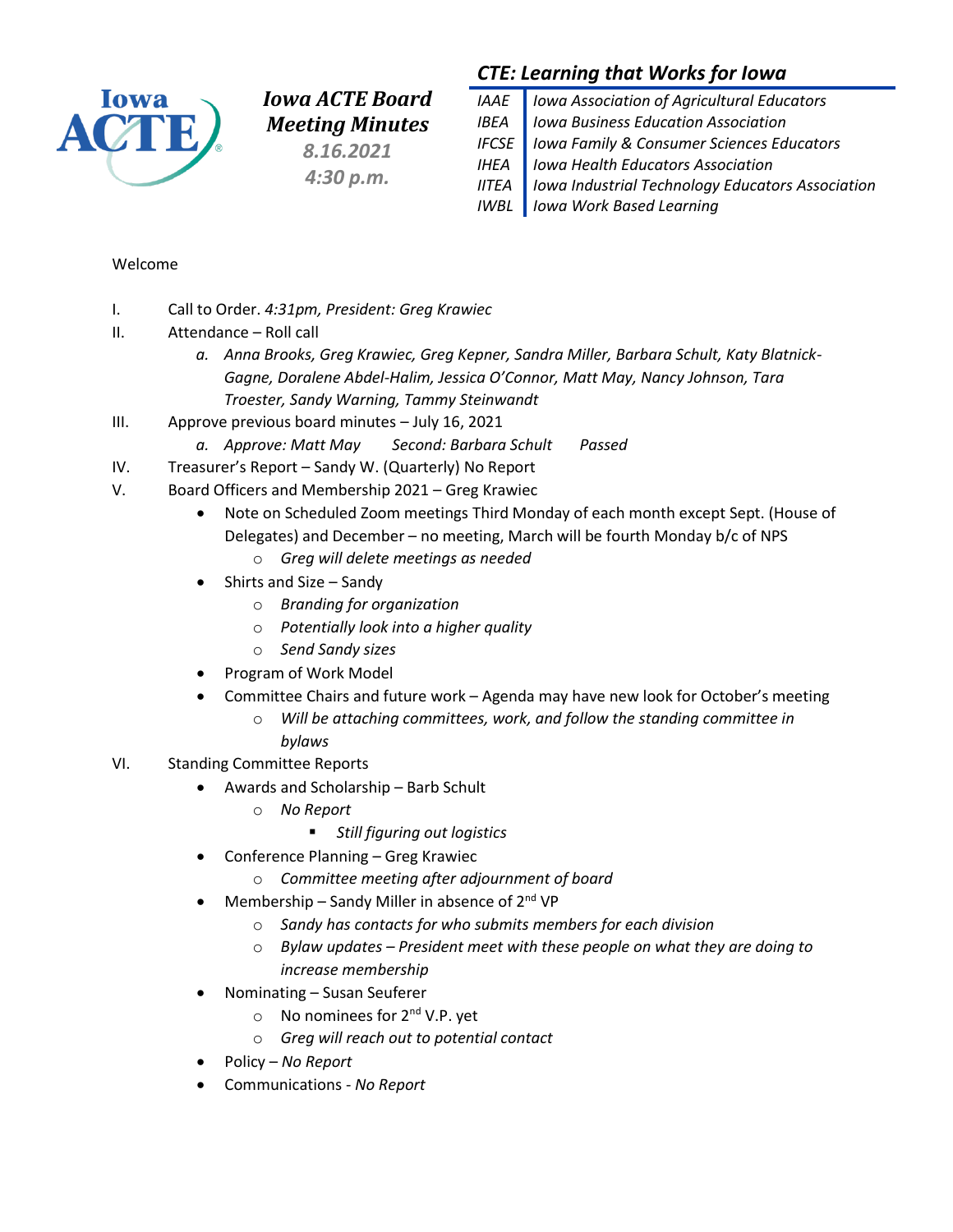# Iowa ACTE Board Meeting Minutes

*8.16.2021*

*4:30 p.m.*

## *CTE: Learning that Works for Iowa*

| | |
|---|---|
| *IAAE* | *Iowa Association of Agricultural Educators* |
| *IBEA* | *Iowa Business Education Association* |
| *IFCSE* | *Iowa Family & Consumer Sciences Educators* |
| *IHEA* | *Iowa Health Educators Association* |
| *IITEA* | *Iowa Industrial Technology Educators Association* |
| *IWBL* | *Iowa Work Based Learning* |

Welcome

I. Call to Order. *4:31pm, President: Greg Krawiec*

II. Attendance – Roll call

   a. *Anna Brooks, Greg Krawiec, Greg Kepner, Sandra Miller, Barbara Schult, Katy Blatnick-Gagne, Doralene Abdel-Halim, Jessica O'Connor, Matt May, Nancy Johnson, Tara Troester, Sandy Warning, Tammy Steinwandt*

III. Approve previous board minutes – July 16, 2021

   a. *Approve: Matt May     Second: Barbara Schult     Passed*

IV. Treasurer's Report – Sandy W. (Quarterly) No Report

V. Board Officers and Membership 2021 – Greg Krawiec

- Note on Scheduled Zoom meetings Third Monday of each month except Sept. (House of Delegates) and December – no meeting, March will be fourth Monday b/c of NPS
  - *Greg will delete meetings as needed*
- Shirts and Size – Sandy
  - *Branding for organization*
  - *Potentially look into a higher quality*
  - *Send Sandy sizes*
- Program of Work Model
- Committee Chairs and future work – Agenda may have new look for October's meeting
  - *Will be attaching committees, work, and follow the standing committee in bylaws*

VI. Standing Committee Reports

- Awards and Scholarship – Barb Schult
  - *No Report*
    - *Still figuring out logistics*
- Conference Planning – Greg Krawiec
  - *Committee meeting after adjournment of board*
- Membership – Sandy Miller in absence of 2nd VP
  - *Sandy has contacts for who submits members for each division*
  - *Bylaw updates – President meet with these people on what they are doing to increase membership*
- Nominating – Susan Seuferer
  - No nominees for 2nd V.P. yet
  - *Greg will reach out to potential contact*
- Policy – *No Report*
- Communications - *No Report*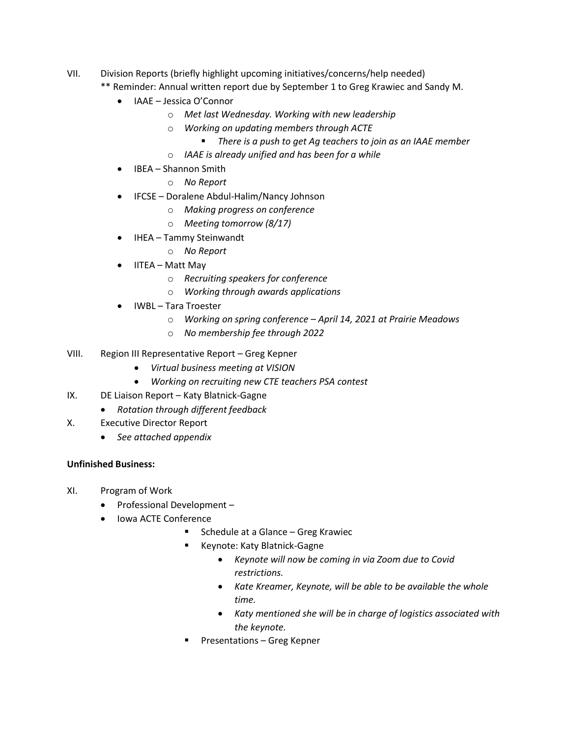VII. Division Reports (briefly highlight upcoming initiatives/concerns/help needed)

** Reminder: Annual written report due by September 1 to Greg Krawiec and Sandy M.

- IAAE – Jessica O'Connor
  - *Met last Wednesday. Working with new leadership*
  - *Working on updating members through ACTE*
    - *There is a push to get Ag teachers to join as an IAAE member*
  - *IAAE is already unified and has been for a while*
- IBEA – Shannon Smith
  - *No Report*
- IFCSE – Doralene Abdul-Halim/Nancy Johnson
  - *Making progress on conference*
  - *Meeting tomorrow (8/17)*
- IHEA – Tammy Steinwandt
  - *No Report*
- IITEA – Matt May
  - *Recruiting speakers for conference*
  - *Working through awards applications*
- IWBL – Tara Troester
  - *Working on spring conference – April 14, 2021 at Prairie Meadows*
  - *No membership fee through 2022*

VIII. Region III Representative Report – Greg Kepner

- *Virtual business meeting at VISION*
- *Working on recruiting new CTE teachers PSA contest*

IX. DE Liaison Report – Katy Blatnick-Gagne

- *Rotation through different feedback*

X. Executive Director Report

- *See attached appendix*

**Unfinished Business:**

XI. Program of Work

- Professional Development –
- Iowa ACTE Conference
  - Schedule at a Glance – Greg Krawiec
  - Keynote: Katy Blatnick-Gagne
    - *Keynote will now be coming in via Zoom due to Covid restrictions.*
    - *Kate Kreamer, Keynote, will be able to be available the whole time.*
    - *Katy mentioned she will be in charge of logistics associated with the keynote.*
  - Presentations – Greg Kepner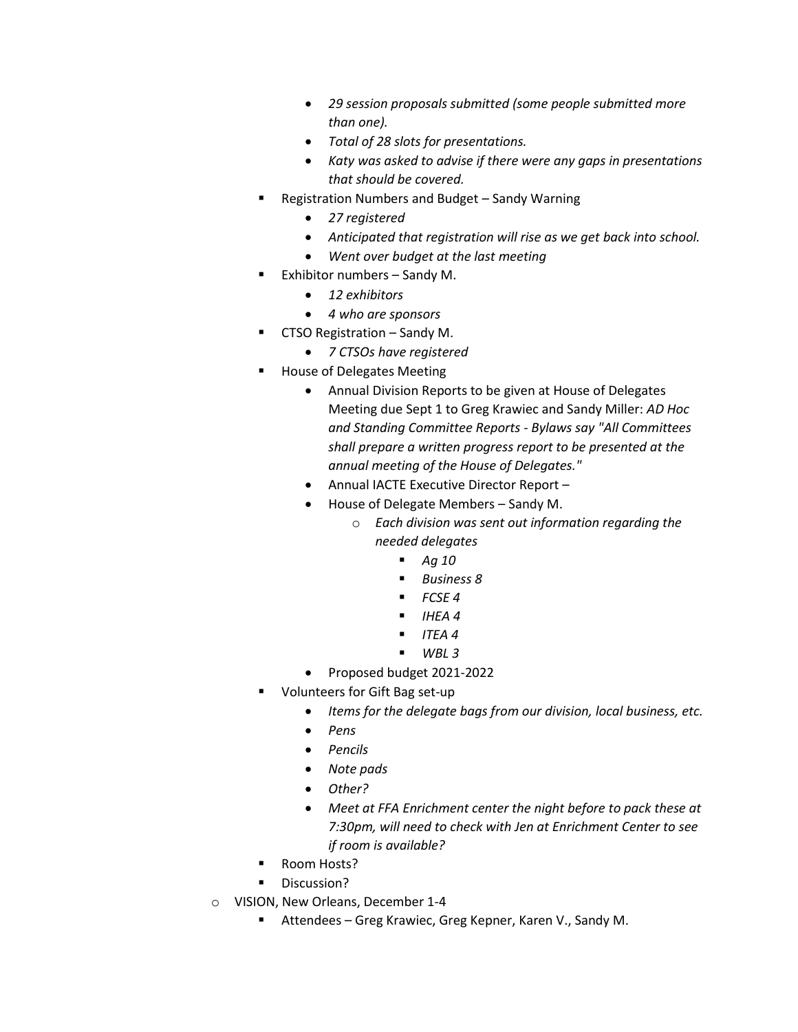- *29 session proposals submitted (some people submitted more than one).*
      - *Total of 28 slots for presentations.*
      - *Katy was asked to advise if there were any gaps in presentations that should be covered.*
    - Registration Numbers and Budget – Sandy Warning
      - *27 registered*
      - *Anticipated that registration will rise as we get back into school.*
      - *Went over budget at the last meeting*
    - Exhibitor numbers – Sandy M.
      - *12 exhibitors*
      - *4 who are sponsors*
    - CTSO Registration – Sandy M.
      - *7 CTSOs have registered*
    - House of Delegates Meeting
      - Annual Division Reports to be given at House of Delegates Meeting due Sept 1 to Greg Krawiec and Sandy Miller: *AD Hoc and Standing Committee Reports - Bylaws say "All Committees shall prepare a written progress report to be presented at the annual meeting of the House of Delegates."*
      - Annual IACTE Executive Director Report –
      - House of Delegate Members – Sandy M.
        - *Each division was sent out information regarding the needed delegates*
          - *Ag 10*
          - *Business 8*
          - *FCSE 4*
          - *IHEA 4*
          - *ITEA 4*
          - *WBL 3*
      - Proposed budget 2021-2022
    - Volunteers for Gift Bag set-up
      - *Items for the delegate bags from our division, local business, etc.*
      - *Pens*
      - *Pencils*
      - *Note pads*
      - *Other?*
      - *Meet at FFA Enrichment center the night before to pack these at 7:30pm, will need to check with Jen at Enrichment Center to see if room is available?*
    - Room Hosts?
    - Discussion?
  - VISION, New Orleans, December 1-4
    - Attendees – Greg Krawiec, Greg Kepner, Karen V., Sandy M.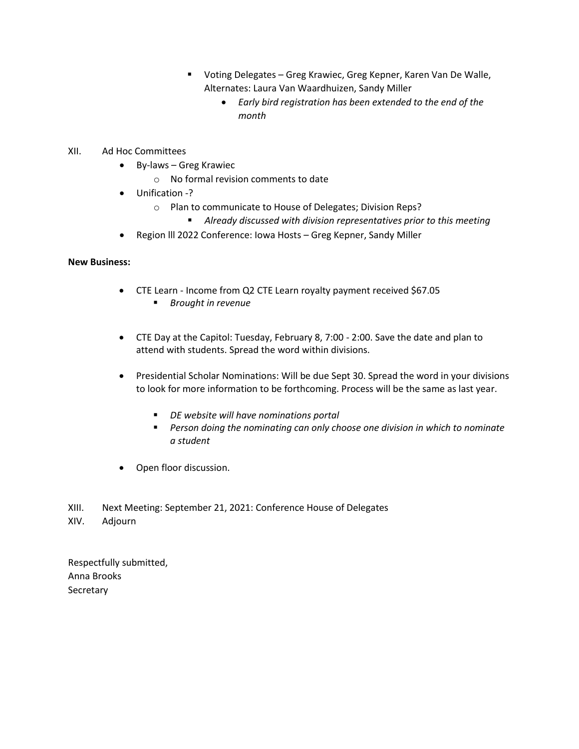- Voting Delegates – Greg Krawiec, Greg Kepner, Karen Van De Walle, Alternates: Laura Van Waardhuizen, Sandy Miller
        - *Early bird registration has been extended to the end of the month*

XII. Ad Hoc Committees

- By-laws – Greg Krawiec
  - No formal revision comments to date
- Unification -?
  - Plan to communicate to House of Delegates; Division Reps?
    - *Already discussed with division representatives prior to this meeting*
- Region lll 2022 Conference: Iowa Hosts – Greg Kepner, Sandy Miller

**New Business:**

- CTE Learn - Income from Q2 CTE Learn royalty payment received $67.05
  - *Brought in revenue*

- CTE Day at the Capitol: Tuesday, February 8, 7:00 - 2:00. Save the date and plan to attend with students. Spread the word within divisions.

- Presidential Scholar Nominations: Will be due Sept 30. Spread the word in your divisions to look for more information to be forthcoming. Process will be the same as last year.
  - *DE website will have nominations portal*
  - *Person doing the nominating can only choose one division in which to nominate a student*

- Open floor discussion.

XIII. Next Meeting: September 21, 2021: Conference House of Delegates

XIV. Adjourn

Respectfully submitted,
Anna Brooks
Secretary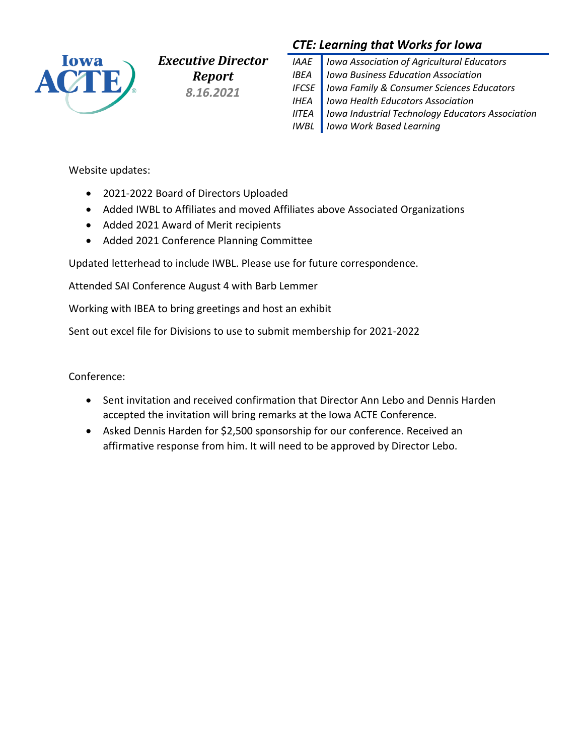Iowa ACTE

***Executive Director Report***
***8.16.2021***

## *CTE: Learning that Works for Iowa*

| | |
|---|---|
| *IAAE* | *Iowa Association of Agricultural Educators* |
| *IBEA* | *Iowa Business Education Association* |
| *IFCSE* | *Iowa Family & Consumer Sciences Educators* |
| *IHEA* | *Iowa Health Educators Association* |
| *IITEA* | *Iowa Industrial Technology Educators Association* |
| *IWBL* | *Iowa Work Based Learning* |

Website updates:

- 2021-2022 Board of Directors Uploaded
- Added IWBL to Affiliates and moved Affiliates above Associated Organizations
- Added 2021 Award of Merit recipients
- Added 2021 Conference Planning Committee

Updated letterhead to include IWBL. Please use for future correspondence.

Attended SAI Conference August 4 with Barb Lemmer

Working with IBEA to bring greetings and host an exhibit

Sent out excel file for Divisions to use to submit membership for 2021-2022

Conference:

- Sent invitation and received confirmation that Director Ann Lebo and Dennis Harden accepted the invitation will bring remarks at the Iowa ACTE Conference.
- Asked Dennis Harden for $2,500 sponsorship for our conference. Received an affirmative response from him. It will need to be approved by Director Lebo.